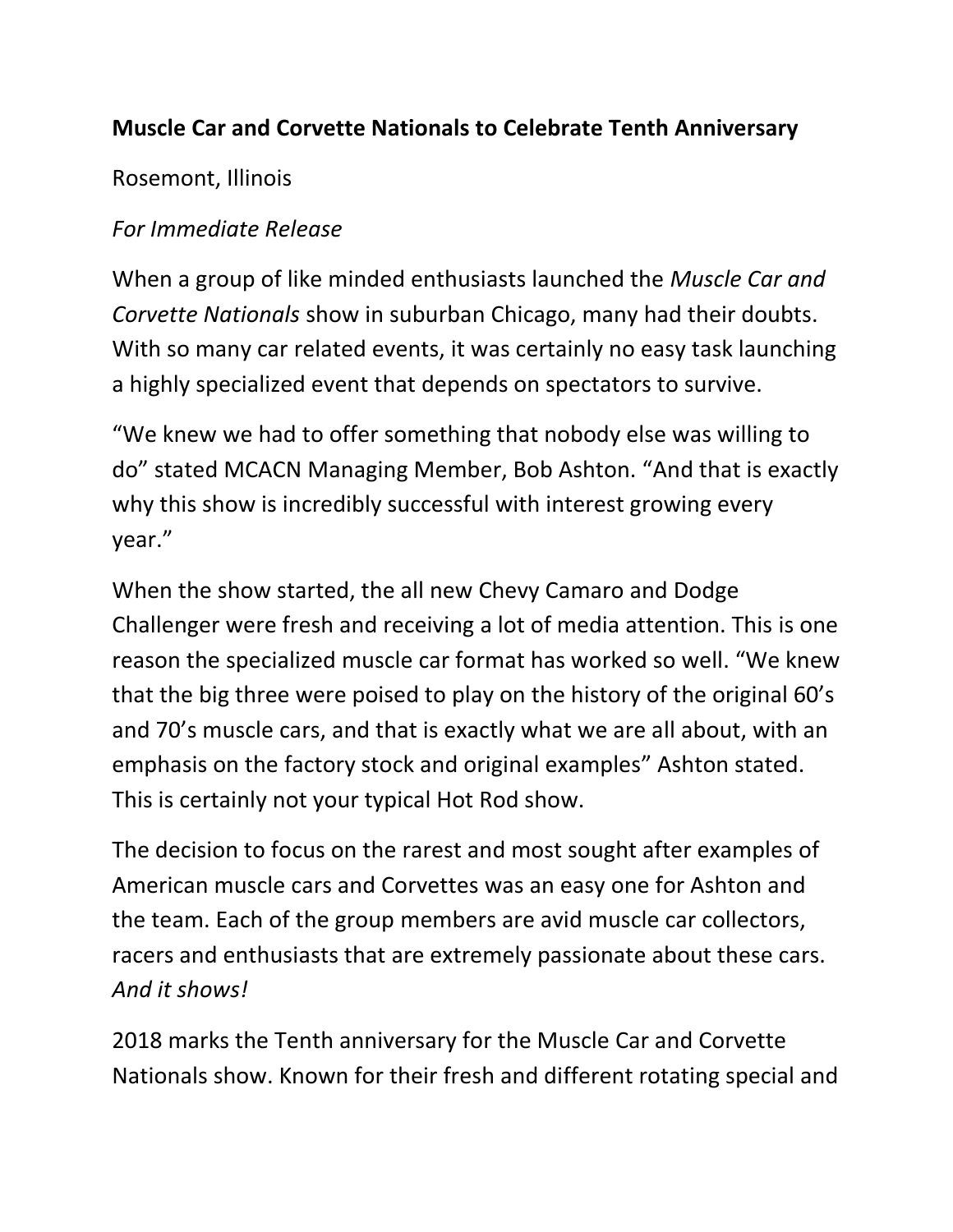**Muscle Car and Corvette Nationals to Celebrate Tenth Anniversary**

Rosemont, Illinois

*For Immediate Release*

When a group of like minded enthusiasts launched the *Muscle Car and Corvette Nationals* show in suburban Chicago, many had their doubts. With so many car related events, it was certainly no easy task launching a highly specialized event that depends on spectators to survive.

"We knew we had to offer something that nobody else was willing to do" stated MCACN Managing Member, Bob Ashton. "And that is exactly why this show is incredibly successful with interest growing every year."

When the show started, the all new Chevy Camaro and Dodge Challenger were fresh and receiving a lot of media attention. This is one reason the specialized muscle car format has worked so well. "We knew that the big three were poised to play on the history of the original 60's and 70's muscle cars, and that is exactly what we are all about, with an emphasis on the factory stock and original examples" Ashton stated. This is certainly not your typical Hot Rod show.

The decision to focus on the rarest and most sought after examples of American muscle cars and Corvettes was an easy one for Ashton and the team. Each of the group members are avid muscle car collectors, racers and enthusiasts that are extremely passionate about these cars. *And it shows!*

2018 marks the Tenth anniversary for the Muscle Car and Corvette Nationals show. Known for their fresh and different rotating special and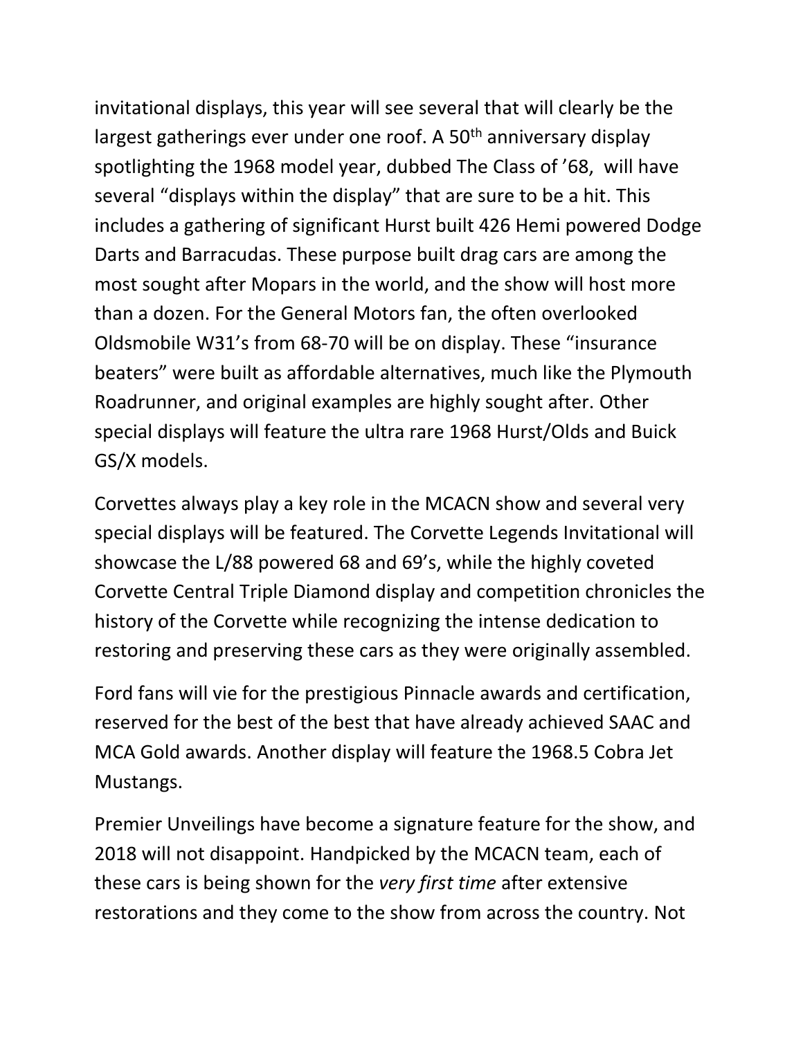invitational displays, this year will see several that will clearly be the largest gatherings ever under one roof. A 50th anniversary display spotlighting the 1968 model year, dubbed The Class of '68, will have several "displays within the display" that are sure to be a hit. This includes a gathering of significant Hurst built 426 Hemi powered Dodge Darts and Barracudas. These purpose built drag cars are among the most sought after Mopars in the world, and the show will host more than a dozen. For the General Motors fan, the often overlooked Oldsmobile W31's from 68-70 will be on display. These "insurance beaters" were built as affordable alternatives, much like the Plymouth Roadrunner, and original examples are highly sought after. Other special displays will feature the ultra rare 1968 Hurst/Olds and Buick GS/X models.

Corvettes always play a key role in the MCACN show and several very special displays will be featured. The Corvette Legends Invitational will showcase the L/88 powered 68 and 69's, while the highly coveted Corvette Central Triple Diamond display and competition chronicles the history of the Corvette while recognizing the intense dedication to restoring and preserving these cars as they were originally assembled.

Ford fans will vie for the prestigious Pinnacle awards and certification, reserved for the best of the best that have already achieved SAAC and MCA Gold awards. Another display will feature the 1968.5 Cobra Jet Mustangs.

Premier Unveilings have become a signature feature for the show, and 2018 will not disappoint. Handpicked by the MCACN team, each of these cars is being shown for the *very first time* after extensive restorations and they come to the show from across the country. Not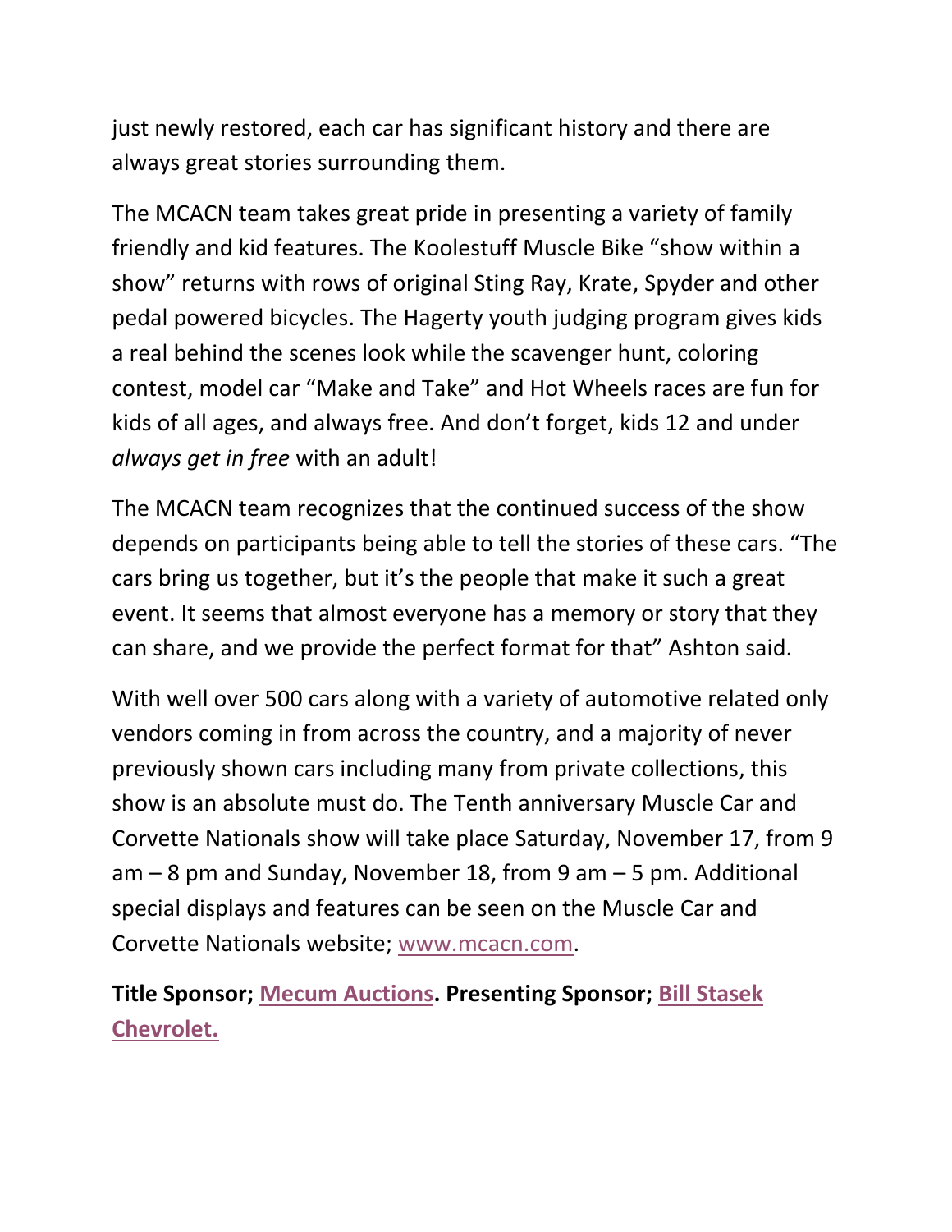just newly restored, each car has significant history and there are always great stories surrounding them.

The MCACN team takes great pride in presenting a variety of family friendly and kid features. The Koolestuff Muscle Bike "show within a show" returns with rows of original Sting Ray, Krate, Spyder and other pedal powered bicycles. The Hagerty youth judging program gives kids a real behind the scenes look while the scavenger hunt, coloring contest, model car "Make and Take" and Hot Wheels races are fun for kids of all ages, and always free. And don't forget, kids 12 and under *always get in free* with an adult!

The MCACN team recognizes that the continued success of the show depends on participants being able to tell the stories of these cars. "The cars bring us together, but it's the people that make it such a great event. It seems that almost everyone has a memory or story that they can share, and we provide the perfect format for that" Ashton said.

With well over 500 cars along with a variety of automotive related only vendors coming in from across the country, and a majority of never previously shown cars including many from private collections, this show is an absolute must do. The Tenth anniversary Muscle Car and Corvette Nationals show will take place Saturday, November 17, from 9 am – 8 pm and Sunday, November 18, from 9 am – 5 pm. Additional special displays and features can be seen on the Muscle Car and Corvette Nationals website; [www.mcacn.com](http://www.mcacn.com).

**Title Sponsor; [Mecum Auctions](). Presenting Sponsor; [Bill Stasek Chevrolet.]()**